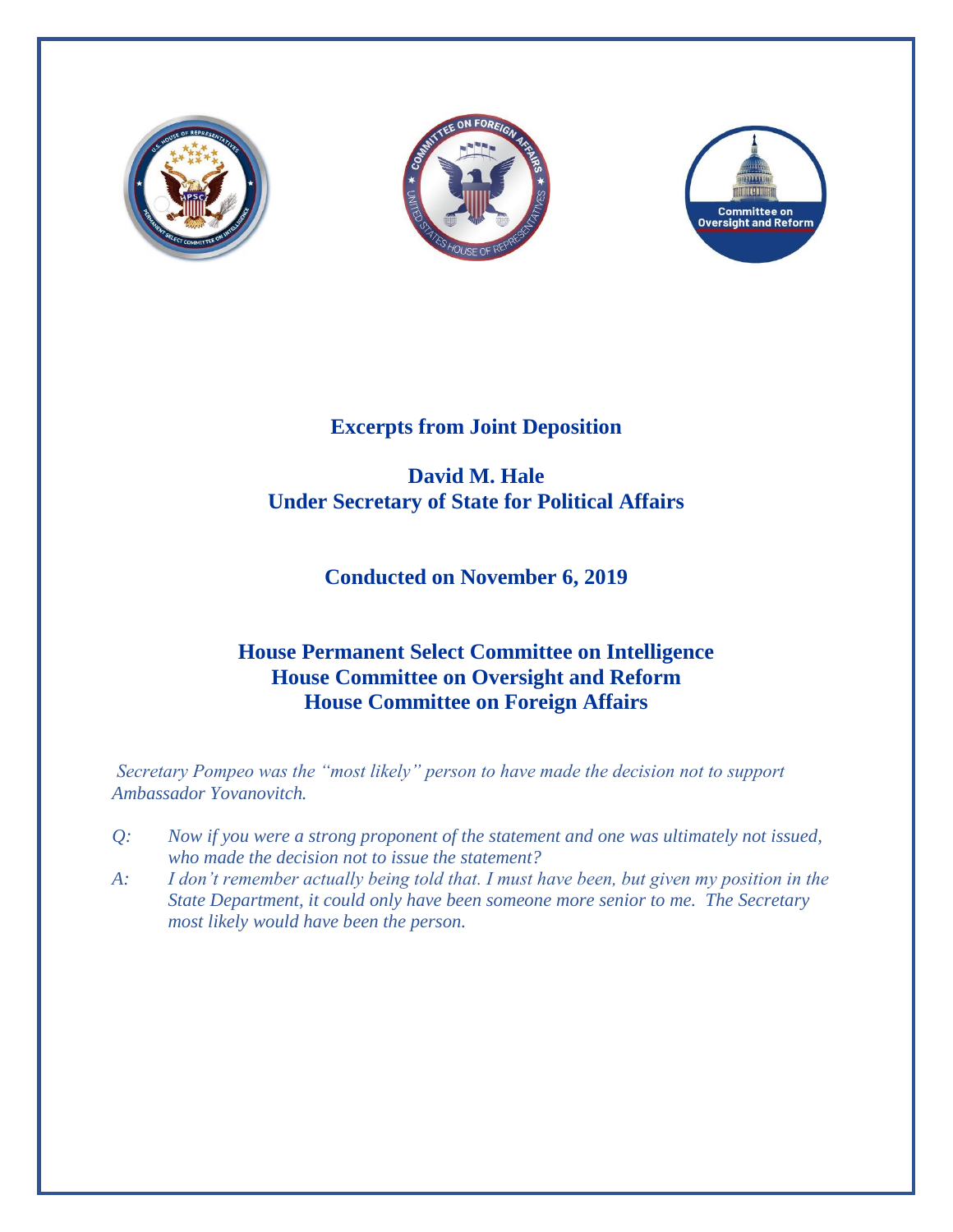# Excerpts from Joint Deposition

## David M. Hale
## Under Secretary of State for Political Affairs

### Conducted on November 6, 2019

### House Permanent Select Committee on Intelligence
### House Committee on Oversight and Reform
### House Committee on Foreign Affairs

*Secretary Pompeo was the "most likely" person to have made the decision not to support Ambassador Yovanovitch.*

*Q: Now if you were a strong proponent of the statement and one was ultimately not issued, who made the decision not to issue the statement?*

*A: I don't remember actually being told that. I must have been, but given my position in the State Department, it could only have been someone more senior to me. The Secretary most likely would have been the person.*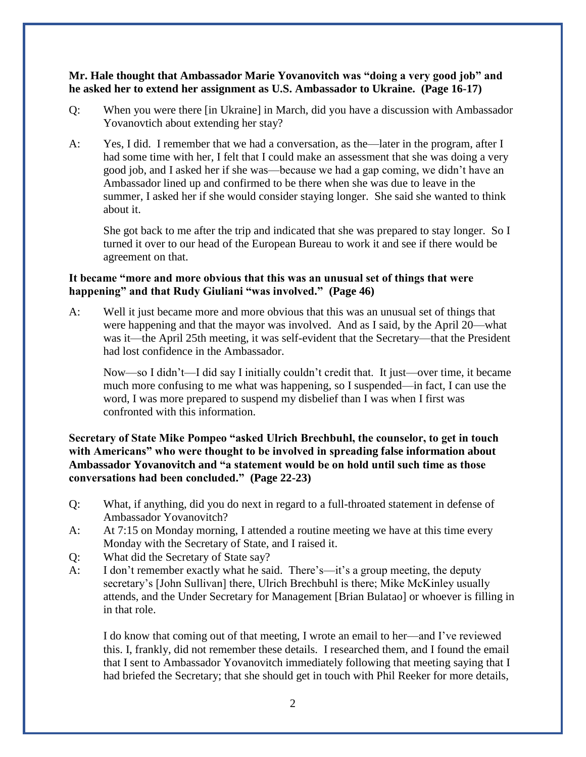**Mr. Hale thought that Ambassador Marie Yovanovitch was "doing a very good job" and he asked her to extend her assignment as U.S. Ambassador to Ukraine. (Page 16-17)**

Q: When you were there [in Ukraine] in March, did you have a discussion with Ambassador Yovanovtich about extending her stay?

A: Yes, I did. I remember that we had a conversation, as the—later in the program, after I had some time with her, I felt that I could make an assessment that she was doing a very good job, and I asked her if she was—because we had a gap coming, we didn't have an Ambassador lined up and confirmed to be there when she was due to leave in the summer, I asked her if she would consider staying longer. She said she wanted to think about it.

She got back to me after the trip and indicated that she was prepared to stay longer. So I turned it over to our head of the European Bureau to work it and see if there would be agreement on that.

**It became "more and more obvious that this was an unusual set of things that were happening" and that Rudy Giuliani "was involved." (Page 46)**

A: Well it just became more and more obvious that this was an unusual set of things that were happening and that the mayor was involved. And as I said, by the April 20—what was it—the April 25th meeting, it was self-evident that the Secretary—that the President had lost confidence in the Ambassador.

Now—so I didn't—I did say I initially couldn't credit that. It just—over time, it became much more confusing to me what was happening, so I suspended—in fact, I can use the word, I was more prepared to suspend my disbelief than I was when I first was confronted with this information.

**Secretary of State Mike Pompeo "asked Ulrich Brechbuhl, the counselor, to get in touch with Americans" who were thought to be involved in spreading false information about Ambassador Yovanovitch and "a statement would be on hold until such time as those conversations had been concluded." (Page 22-23)**

Q: What, if anything, did you do next in regard to a full-throated statement in defense of Ambassador Yovanovitch?

A: At 7:15 on Monday morning, I attended a routine meeting we have at this time every Monday with the Secretary of State, and I raised it.

Q: What did the Secretary of State say?

A: I don't remember exactly what he said. There's—it's a group meeting, the deputy secretary's [John Sullivan] there, Ulrich Brechbuhl is there; Mike McKinley usually attends, and the Under Secretary for Management [Brian Bulatao] or whoever is filling in in that role.

I do know that coming out of that meeting, I wrote an email to her—and I've reviewed this. I, frankly, did not remember these details. I researched them, and I found the email that I sent to Ambassador Yovanovitch immediately following that meeting saying that I had briefed the Secretary; that she should get in touch with Phil Reeker for more details,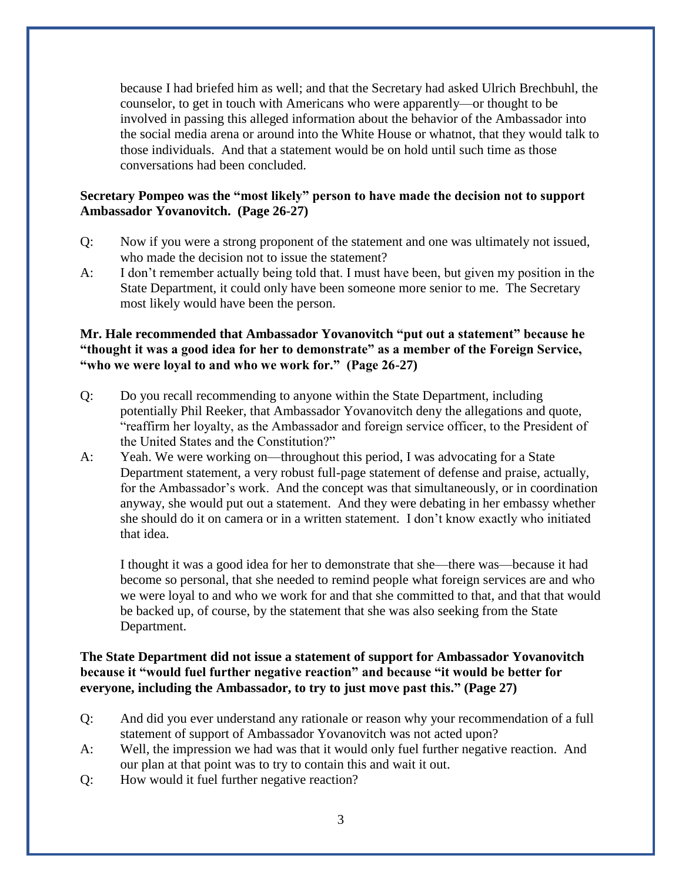because I had briefed him as well; and that the Secretary had asked Ulrich Brechbuhl, the counselor, to get in touch with Americans who were apparently—or thought to be involved in passing this alleged information about the behavior of the Ambassador into the social media arena or around into the White House or whatnot, that they would talk to those individuals. And that a statement would be on hold until such time as those conversations had been concluded.

**Secretary Pompeo was the "most likely" person to have made the decision not to support Ambassador Yovanovitch. (Page 26-27)**

Q: Now if you were a strong proponent of the statement and one was ultimately not issued, who made the decision not to issue the statement?

A: I don't remember actually being told that. I must have been, but given my position in the State Department, it could only have been someone more senior to me. The Secretary most likely would have been the person.

**Mr. Hale recommended that Ambassador Yovanovitch "put out a statement" because he "thought it was a good idea for her to demonstrate" as a member of the Foreign Service, "who we were loyal to and who we work for." (Page 26-27)**

Q: Do you recall recommending to anyone within the State Department, including potentially Phil Reeker, that Ambassador Yovanovitch deny the allegations and quote, "reaffirm her loyalty, as the Ambassador and foreign service officer, to the President of the United States and the Constitution?"

A: Yeah. We were working on—throughout this period, I was advocating for a State Department statement, a very robust full-page statement of defense and praise, actually, for the Ambassador's work. And the concept was that simultaneously, or in coordination anyway, she would put out a statement. And they were debating in her embassy whether she should do it on camera or in a written statement. I don't know exactly who initiated that idea.

I thought it was a good idea for her to demonstrate that she—there was—because it had become so personal, that she needed to remind people what foreign services are and who we were loyal to and who we work for and that she committed to that, and that that would be backed up, of course, by the statement that she was also seeking from the State Department.

**The State Department did not issue a statement of support for Ambassador Yovanovitch because it "would fuel further negative reaction" and because "it would be better for everyone, including the Ambassador, to try to just move past this." (Page 27)**

Q: And did you ever understand any rationale or reason why your recommendation of a full statement of support of Ambassador Yovanovitch was not acted upon?

A: Well, the impression we had was that it would only fuel further negative reaction. And our plan at that point was to try to contain this and wait it out.

Q: How would it fuel further negative reaction?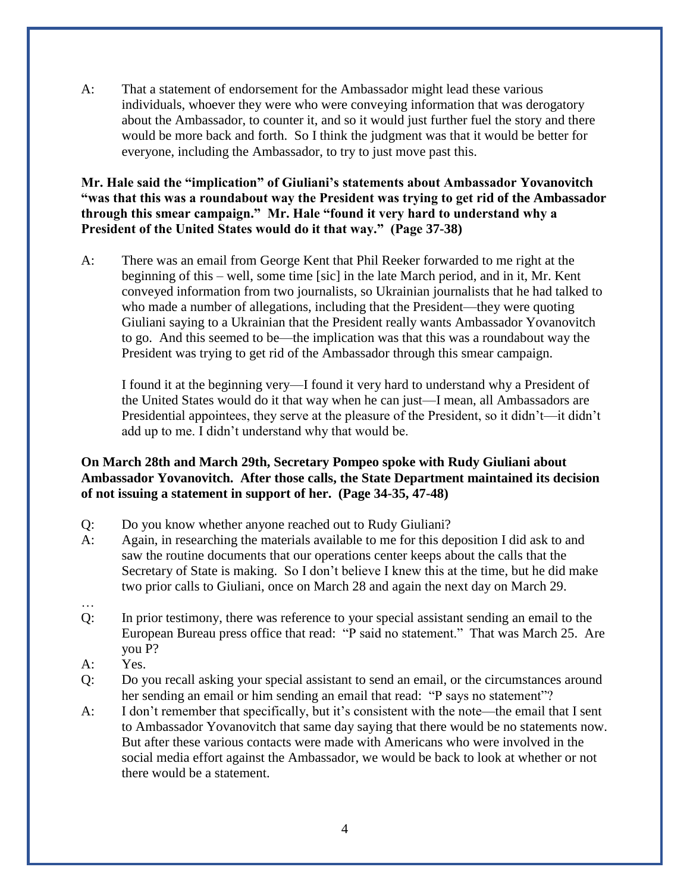A: That a statement of endorsement for the Ambassador might lead these various individuals, whoever they were who were conveying information that was derogatory about the Ambassador, to counter it, and so it would just further fuel the story and there would be more back and forth. So I think the judgment was that it would be better for everyone, including the Ambassador, to try to just move past this.

**Mr. Hale said the "implication" of Giuliani's statements about Ambassador Yovanovitch "was that this was a roundabout way the President was trying to get rid of the Ambassador through this smear campaign." Mr. Hale "found it very hard to understand why a President of the United States would do it that way." (Page 37-38)**

A: There was an email from George Kent that Phil Reeker forwarded to me right at the beginning of this – well, some time [sic] in the late March period, and in it, Mr. Kent conveyed information from two journalists, so Ukrainian journalists that he had talked to who made a number of allegations, including that the President—they were quoting Giuliani saying to a Ukrainian that the President really wants Ambassador Yovanovitch to go. And this seemed to be—the implication was that this was a roundabout way the President was trying to get rid of the Ambassador through this smear campaign.

I found it at the beginning very—I found it very hard to understand why a President of the United States would do it that way when he can just—I mean, all Ambassadors are Presidential appointees, they serve at the pleasure of the President, so it didn't—it didn't add up to me. I didn't understand why that would be.

**On March 28th and March 29th, Secretary Pompeo spoke with Rudy Giuliani about Ambassador Yovanovitch. After those calls, the State Department maintained its decision of not issuing a statement in support of her. (Page 34-35, 47-48)**

Q: Do you know whether anyone reached out to Rudy Giuliani?

A: Again, in researching the materials available to me for this deposition I did ask to and saw the routine documents that our operations center keeps about the calls that the Secretary of State is making. So I don't believe I knew this at the time, but he did make two prior calls to Giuliani, once on March 28 and again the next day on March 29.

…

Q: In prior testimony, there was reference to your special assistant sending an email to the European Bureau press office that read: "P said no statement." That was March 25. Are you P?

A: Yes.

Q: Do you recall asking your special assistant to send an email, or the circumstances around her sending an email or him sending an email that read: "P says no statement"?

A: I don't remember that specifically, but it's consistent with the note—the email that I sent to Ambassador Yovanovitch that same day saying that there would be no statements now. But after these various contacts were made with Americans who were involved in the social media effort against the Ambassador, we would be back to look at whether or not there would be a statement.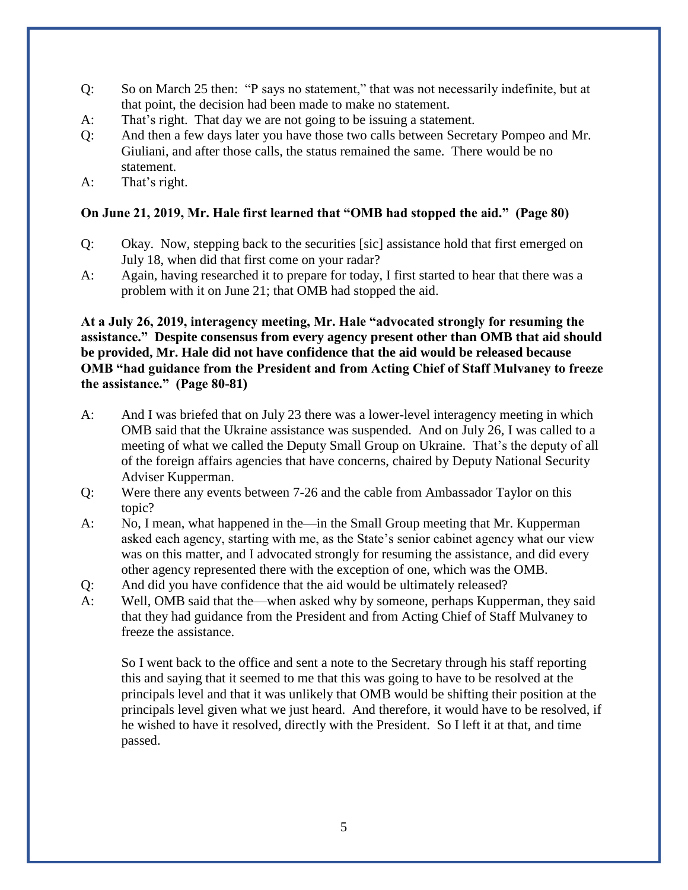Q: So on March 25 then: "P says no statement," that was not necessarily indefinite, but at that point, the decision had been made to make no statement.

A: That's right. That day we are not going to be issuing a statement.

Q: And then a few days later you have those two calls between Secretary Pompeo and Mr. Giuliani, and after those calls, the status remained the same. There would be no statement.

A: That's right.

**On June 21, 2019, Mr. Hale first learned that "OMB had stopped the aid." (Page 80)**

Q: Okay. Now, stepping back to the securities [sic] assistance hold that first emerged on July 18, when did that first come on your radar?

A: Again, having researched it to prepare for today, I first started to hear that there was a problem with it on June 21; that OMB had stopped the aid.

**At a July 26, 2019, interagency meeting, Mr. Hale "advocated strongly for resuming the assistance." Despite consensus from every agency present other than OMB that aid should be provided, Mr. Hale did not have confidence that the aid would be released because OMB "had guidance from the President and from Acting Chief of Staff Mulvaney to freeze the assistance." (Page 80-81)**

A: And I was briefed that on July 23 there was a lower-level interagency meeting in which OMB said that the Ukraine assistance was suspended. And on July 26, I was called to a meeting of what we called the Deputy Small Group on Ukraine. That's the deputy of all of the foreign affairs agencies that have concerns, chaired by Deputy National Security Adviser Kupperman.

Q: Were there any events between 7-26 and the cable from Ambassador Taylor on this topic?

A: No, I mean, what happened in the—in the Small Group meeting that Mr. Kupperman asked each agency, starting with me, as the State's senior cabinet agency what our view was on this matter, and I advocated strongly for resuming the assistance, and did every other agency represented there with the exception of one, which was the OMB.

Q: And did you have confidence that the aid would be ultimately released?

A: Well, OMB said that the—when asked why by someone, perhaps Kupperman, they said that they had guidance from the President and from Acting Chief of Staff Mulvaney to freeze the assistance.

So I went back to the office and sent a note to the Secretary through his staff reporting this and saying that it seemed to me that this was going to have to be resolved at the principals level and that it was unlikely that OMB would be shifting their position at the principals level given what we just heard. And therefore, it would have to be resolved, if he wished to have it resolved, directly with the President. So I left it at that, and time passed.